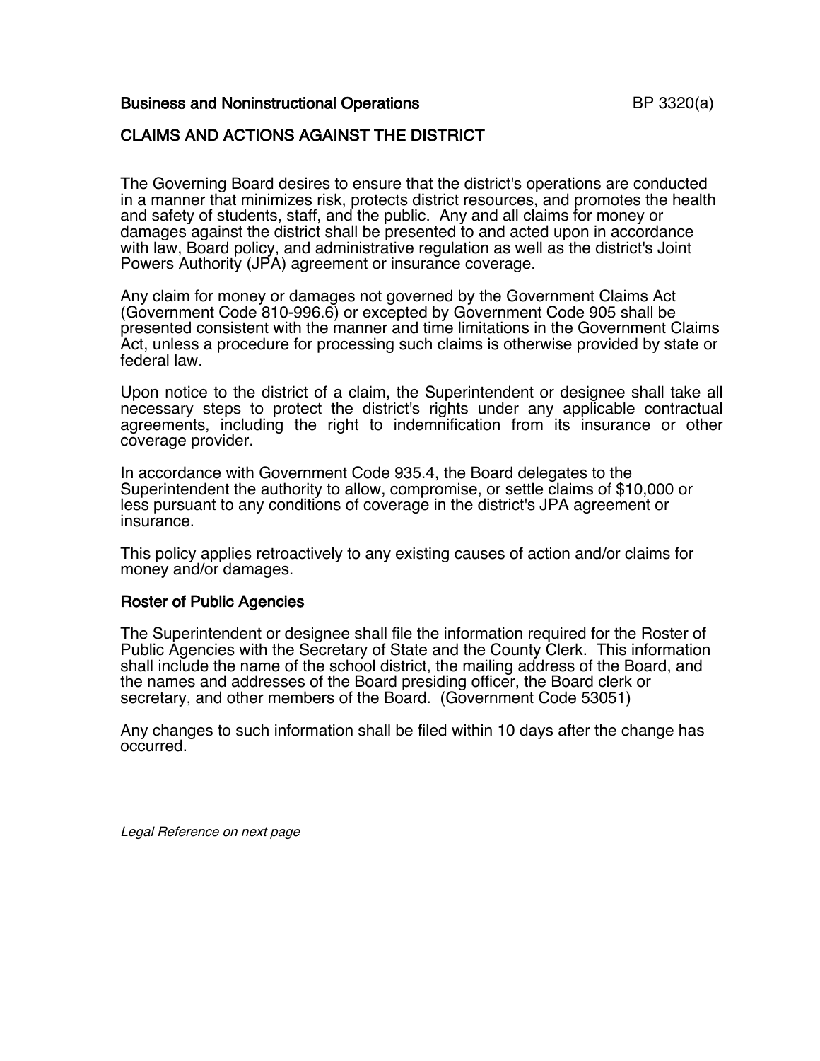**Business and Noninstructional Operations** BP 3320(a)

## CLAIMS AND ACTIONS AGAINST THE DISTRICT

The Governing Board desires to ensure that the district's operations are conducted in a manner that minimizes risk, protects district resources, and promotes the health and safety of students, staff, and the public. Any and all claims for money or damages against the district shall be presented to and acted upon in accordance with law, Board policy, and administrative regulation as well as the district's Joint Powers Authority (JPA) agreement or insurance coverage.

Any claim for money or damages not governed by the Government Claims Act (Government Code 810-996.6) or excepted by Government Code 905 shall be presented consistent with the manner and time limitations in the Government Claims Act, unless a procedure for processing such claims is otherwise provided by state or federal law.

Upon notice to the district of a claim, the Superintendent or designee shall take all necessary steps to protect the district's rights under any applicable contractual agreements, including the right to indemnification from its insurance or other coverage provider.

In accordance with Government Code 935.4, the Board delegates to the Superintendent the authority to allow, compromise, or settle claims of $10,000 or less pursuant to any conditions of coverage in the district's JPA agreement or insurance.

This policy applies retroactively to any existing causes of action and/or claims for money and/or damages.

### Roster of Public Agencies

The Superintendent or designee shall file the information required for the Roster of Public Agencies with the Secretary of State and the County Clerk. This information shall include the name of the school district, the mailing address of the Board, and the names and addresses of the Board presiding officer, the Board clerk or secretary, and other members of the Board. (Government Code 53051)

Any changes to such information shall be filed within 10 days after the change has occurred.

*Legal Reference on next page*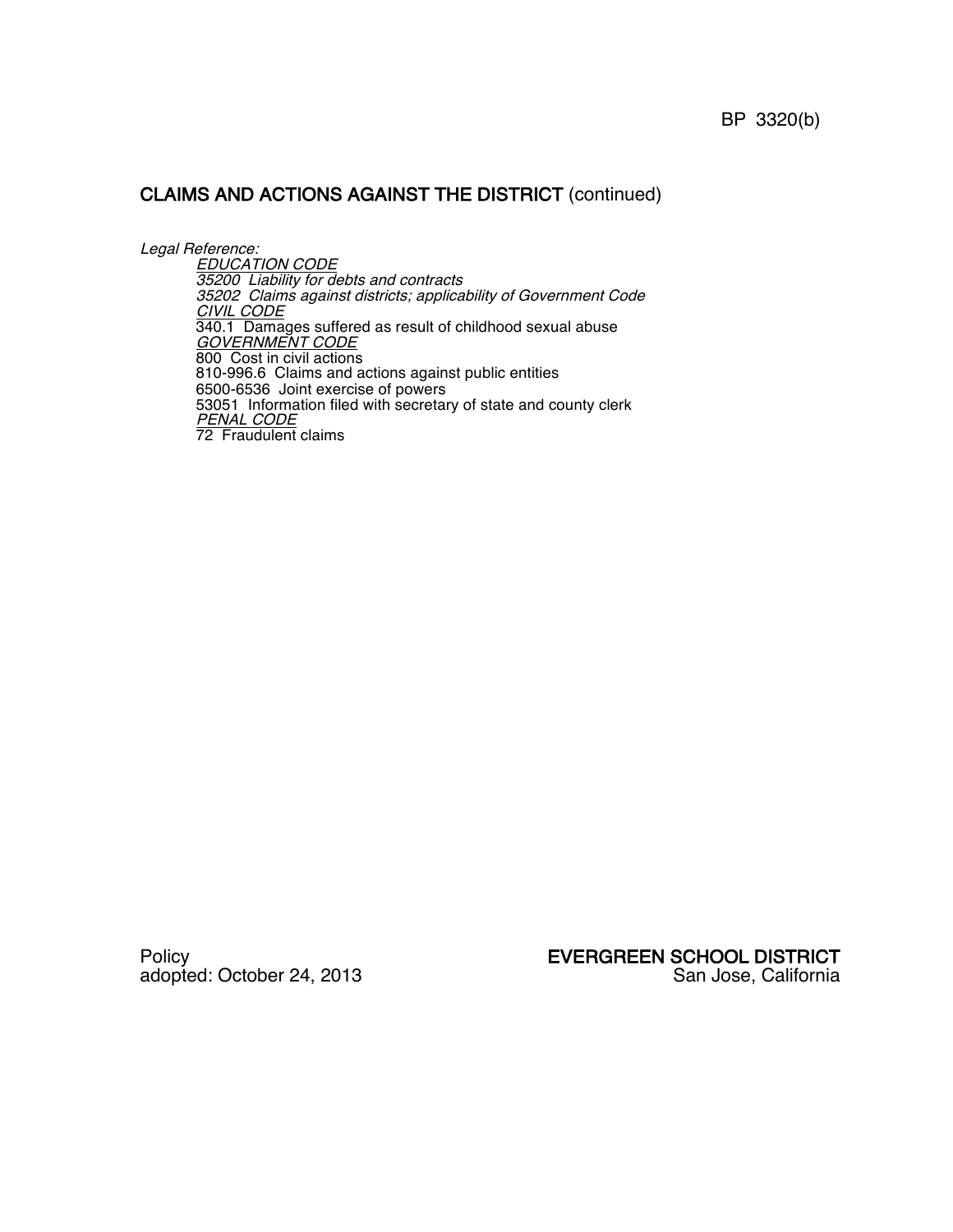## CLAIMS AND ACTIONS AGAINST THE DISTRICT (continued)

*Legal Reference:*

*EDUCATION CODE*
*35200 Liability for debts and contracts*
*35202 Claims against districts; applicability of Government Code*
*CIVIL CODE*
340.1 Damages suffered as result of childhood sexual abuse
*GOVERNMENT CODE*
800 Cost in civil actions
810-996.6 Claims and actions against public entities
6500-6536 Joint exercise of powers
53051 Information filed with secretary of state and county clerk
*PENAL CODE*
72 Fraudulent claims

Policy
adopted: October 24, 2013

**EVERGREEN SCHOOL DISTRICT**
San Jose, California